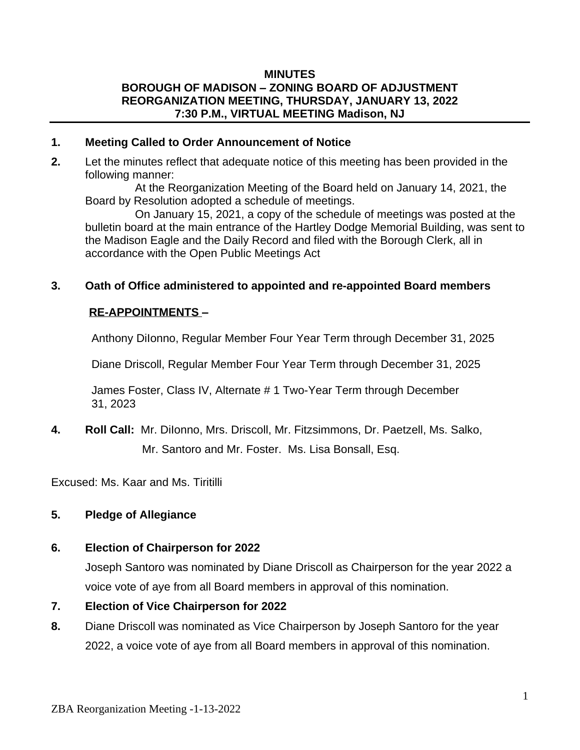**MINUTES**
**BOROUGH OF MADISON – ZONING BOARD OF ADJUSTMENT**
**REORGANIZATION MEETING, THURSDAY, JANUARY 13, 2022**
**7:30 P.M., VIRTUAL MEETING Madison, NJ**

---

**1. Meeting Called to Order Announcement of Notice**

**2.** Let the minutes reflect that adequate notice of this meeting has been provided in the following manner:

At the Reorganization Meeting of the Board held on January 14, 2021, the Board by Resolution adopted a schedule of meetings.

On January 15, 2021, a copy of the schedule of meetings was posted at the bulletin board at the main entrance of the Hartley Dodge Memorial Building, was sent to the Madison Eagle and the Daily Record and filed with the Borough Clerk, all in accordance with the Open Public Meetings Act

**3. Oath of Office administered to appointed and re-appointed Board members**

**RE-APPOINTMENTS –**

Anthony DiIonno, Regular Member Four Year Term through December 31, 2025

Diane Driscoll, Regular Member Four Year Term through December 31, 2025

James Foster, Class IV, Alternate # 1 Two-Year Term through December 31, 2023

**4. Roll Call:** Mr. DiIonno, Mrs. Driscoll, Mr. Fitzsimmons, Dr. Paetzell, Ms. Salko, Mr. Santoro and Mr. Foster. Ms. Lisa Bonsall, Esq.

Excused: Ms. Kaar and Ms. Tiritilli

**5. Pledge of Allegiance**

**6. Election of Chairperson for 2022**

Joseph Santoro was nominated by Diane Driscoll as Chairperson for the year 2022 a voice vote of aye from all Board members in approval of this nomination.

**7. Election of Vice Chairperson for 2022**

**8.** Diane Driscoll was nominated as Vice Chairperson by Joseph Santoro for the year 2022, a voice vote of aye from all Board members in approval of this nomination.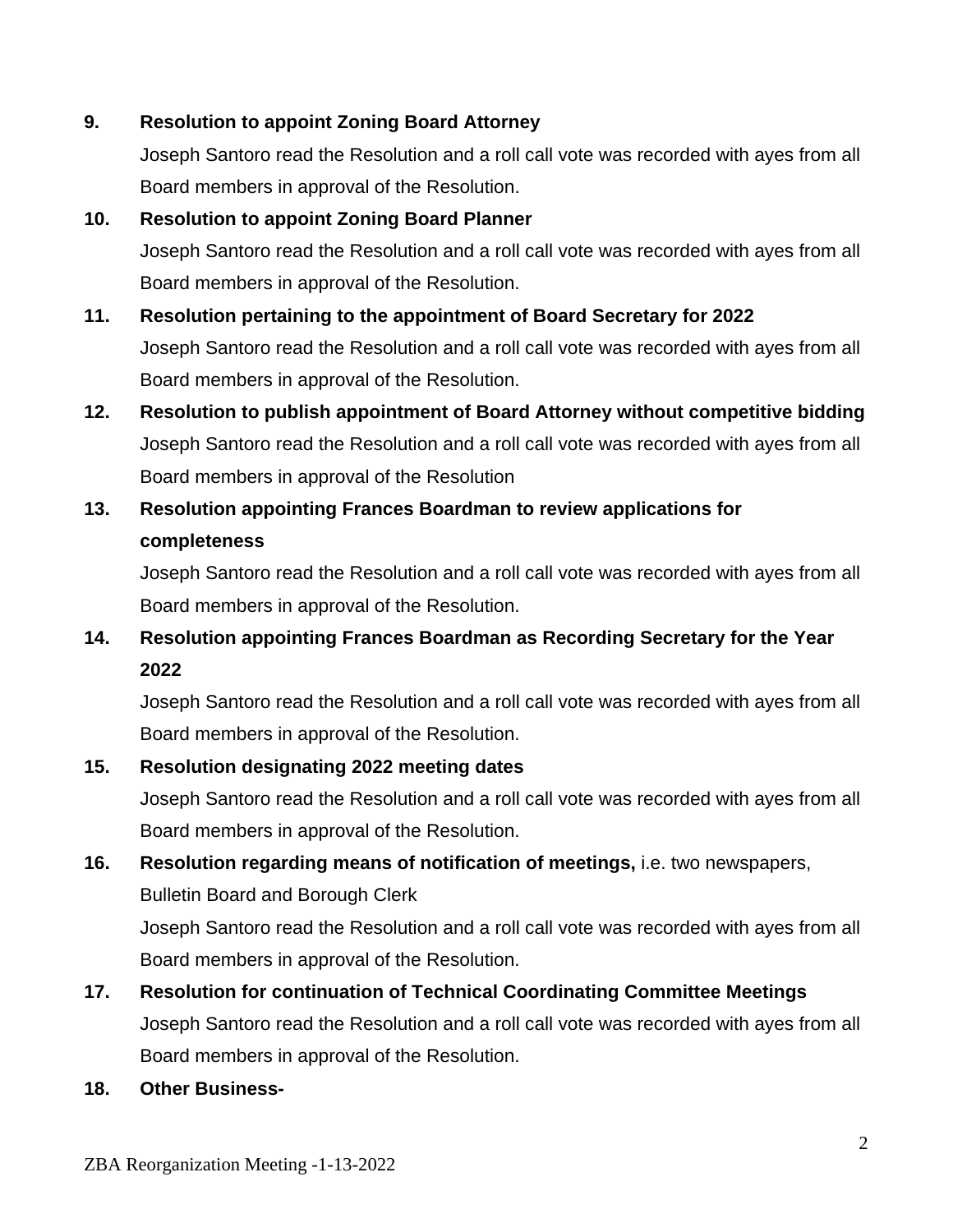9. **Resolution to appoint Zoning Board Attorney**

   Joseph Santoro read the Resolution and a roll call vote was recorded with ayes from all Board members in approval of the Resolution.

10. **Resolution to appoint Zoning Board Planner**

    Joseph Santoro read the Resolution and a roll call vote was recorded with ayes from all Board members in approval of the Resolution.

11. **Resolution pertaining to the appointment of Board Secretary for 2022**

    Joseph Santoro read the Resolution and a roll call vote was recorded with ayes from all Board members in approval of the Resolution.

12. **Resolution to publish appointment of Board Attorney without competitive bidding**

    Joseph Santoro read the Resolution and a roll call vote was recorded with ayes from all Board members in approval of the Resolution

13. **Resolution appointing Frances Boardman to review applications for completeness**

    Joseph Santoro read the Resolution and a roll call vote was recorded with ayes from all Board members in approval of the Resolution.

14. **Resolution appointing Frances Boardman as Recording Secretary for the Year 2022**

    Joseph Santoro read the Resolution and a roll call vote was recorded with ayes from all Board members in approval of the Resolution.

15. **Resolution designating 2022 meeting dates**

    Joseph Santoro read the Resolution and a roll call vote was recorded with ayes from all Board members in approval of the Resolution.

16. **Resolution regarding means of notification of meetings,** i.e. two newspapers, Bulletin Board and Borough Clerk

    Joseph Santoro read the Resolution and a roll call vote was recorded with ayes from all Board members in approval of the Resolution.

17. **Resolution for continuation of Technical Coordinating Committee Meetings**

    Joseph Santoro read the Resolution and a roll call vote was recorded with ayes from all Board members in approval of the Resolution.

18. **Other Business-**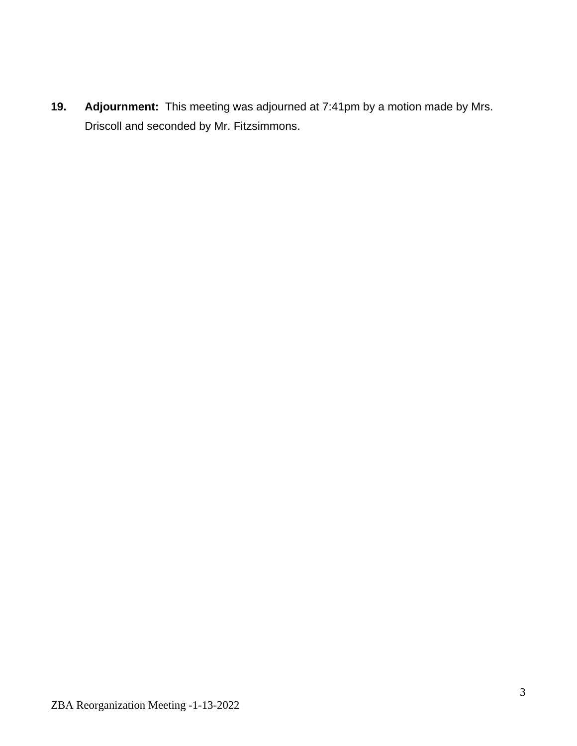**19. Adjournment:** This meeting was adjourned at 7:41pm by a motion made by Mrs. Driscoll and seconded by Mr. Fitzsimmons.